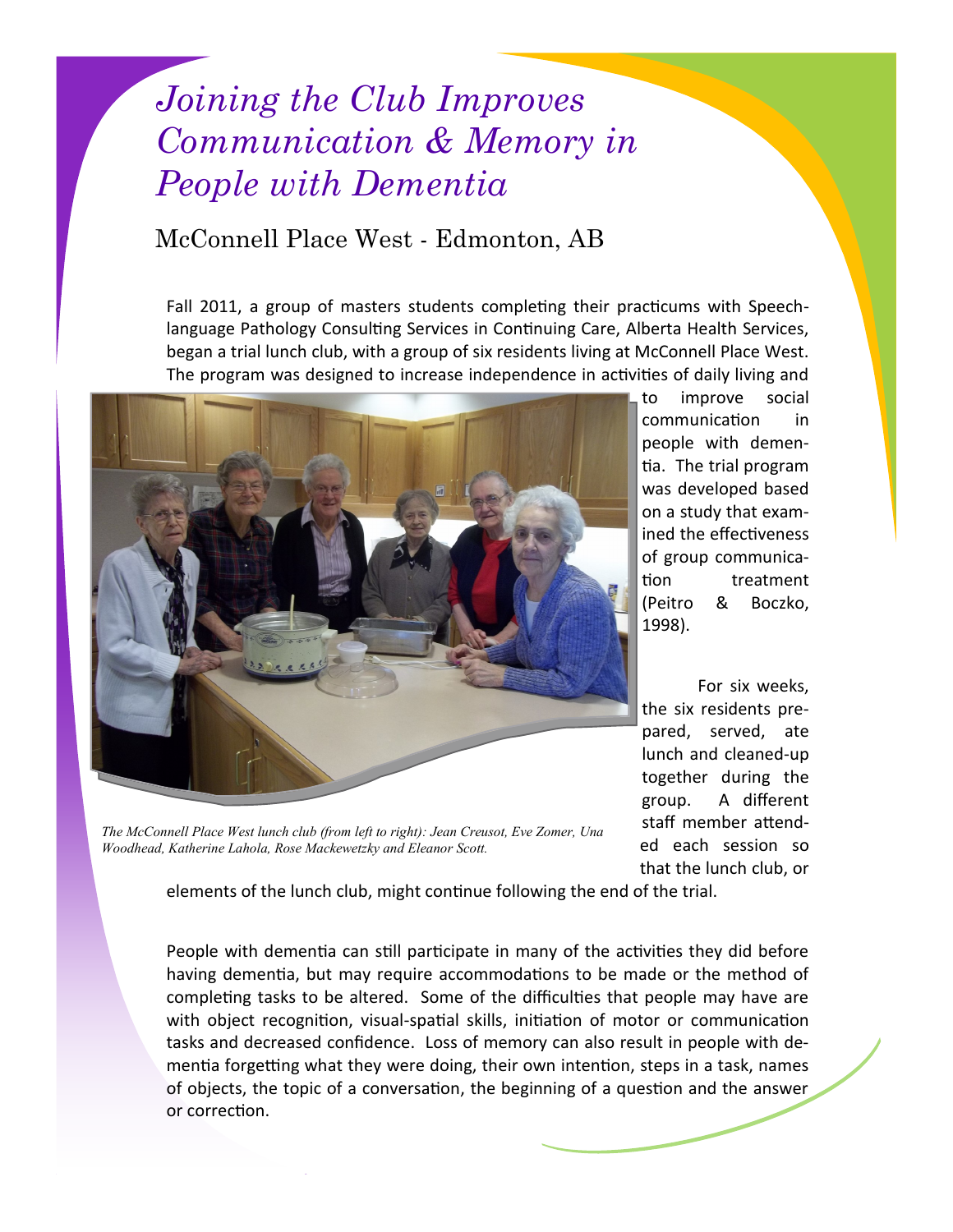# *Joining the Club Improves Communication & Memory in People with Dementia*

## McConnell Place West - Edmonton, AB

Fall 2011, a group of masters students completing their practicums with Speech-language Pathology Consulting Services in Continuing Care, Alberta Health Services, began a trial lunch club, with a group of six residents living at McConnell Place West. The program was designed to increase independence in activities of daily living and to improve social communication in people with dementia. The trial program was developed based on a study that examined the effectiveness of group communication treatment (Peitro & Boczko, 1998).

*The McConnell Place West lunch club (from left to right): Jean Creusot, Eve Zomer, Una Woodhead, Katherine Lahola, Rose Mackewetzky and Eleanor Scott.*

For six weeks, the six residents prepared, served, ate lunch and cleaned-up together during the group. A different staff member attended each session so that the lunch club, or elements of the lunch club, might continue following the end of the trial.

People with dementia can still participate in many of the activities they did before having dementia, but may require accommodations to be made or the method of completing tasks to be altered. Some of the difficulties that people may have are with object recognition, visual-spatial skills, initiation of motor or communication tasks and decreased confidence. Loss of memory can also result in people with dementia forgetting what they were doing, their own intention, steps in a task, names of objects, the topic of a conversation, the beginning of a question and the answer or correction.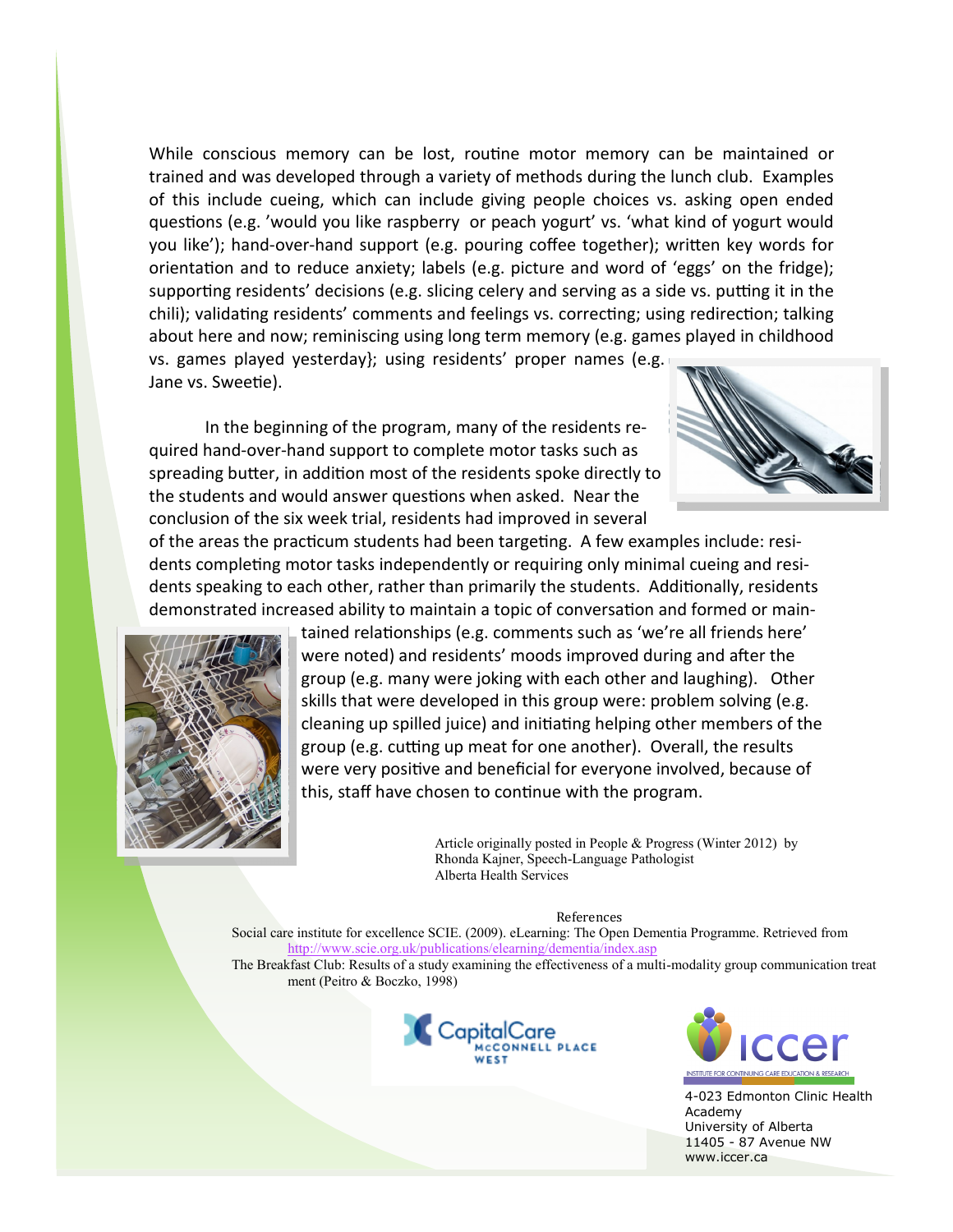While conscious memory can be lost, routine motor memory can be maintained or trained and was developed through a variety of methods during the lunch club. Examples of this include cueing, which can include giving people choices vs. asking open ended questions (e.g. 'would you like raspberry or peach yogurt' vs. 'what kind of yogurt would you like'); hand-over-hand support (e.g. pouring coffee together); written key words for orientation and to reduce anxiety; labels (e.g. picture and word of 'eggs' on the fridge); supporting residents' decisions (e.g. slicing celery and serving as a side vs. putting it in the chili); validating residents' comments and feelings vs. correcting; using redirection; talking about here and now; reminiscing using long term memory (e.g. games played in childhood vs. games played yesterday}; using residents' proper names (e.g. Jane vs. Sweetie).

In the beginning of the program, many of the residents required hand-over-hand support to complete motor tasks such as spreading butter, in addition most of the residents spoke directly to the students and would answer questions when asked. Near the conclusion of the six week trial, residents had improved in several of the areas the practicum students had been targeting. A few examples include: residents completing motor tasks independently or requiring only minimal cueing and residents speaking to each other, rather than primarily the students. Additionally, residents demonstrated increased ability to maintain a topic of conversation and formed or maintained relationships (e.g. comments such as 'we're all friends here' were noted) and residents' moods improved during and after the group (e.g. many were joking with each other and laughing). Other skills that were developed in this group were: problem solving (e.g. cleaning up spilled juice) and initiating helping other members of the group (e.g. cutting up meat for one another). Overall, the results were very positive and beneficial for everyone involved, because of this, staff have chosen to continue with the program.

Article originally posted in People & Progress (Winter 2012) by
Rhonda Kajner, Speech-Language Pathologist
Alberta Health Services

References

Social care institute for excellence SCIE. (2009). eLearning: The Open Dementia Programme. Retrieved from http://www.scie.org.uk/publications/elearning/dementia/index.asp

The Breakfast Club: Results of a study examining the effectiveness of a multi-modality group communication treatment (Peitro & Boczko, 1998)

CapitalCare McCONNELL PLACE WEST

iccer
INSTITUTE FOR CONTINUING CARE EDUCATION & RESEARCH

4-023 Edmonton Clinic Health Academy
University of Alberta
11405 - 87 Avenue NW
www.iccer.ca